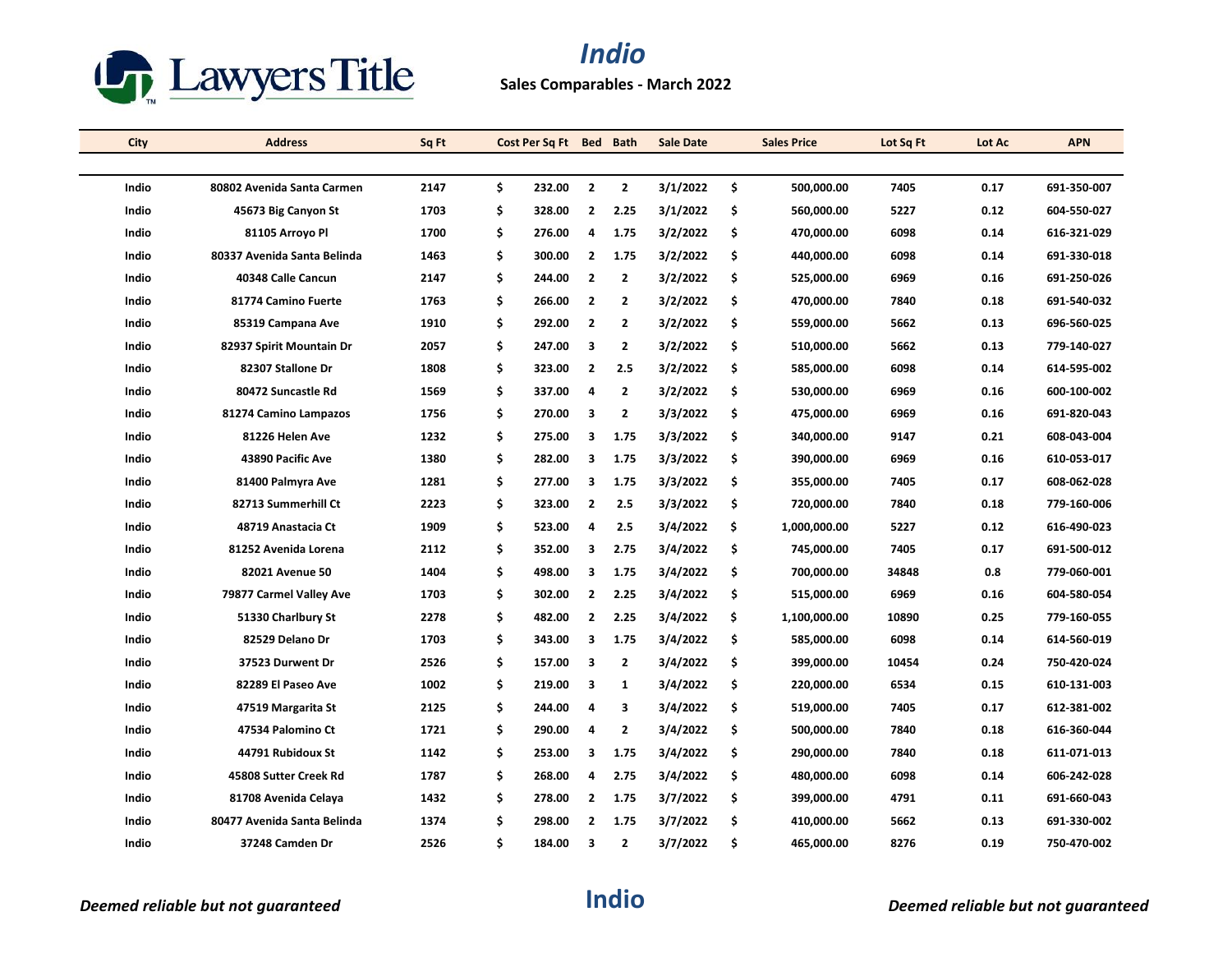# Indio

**Sales Comparables - March 2022**

| City | Address | Sq Ft | Cost Per Sq Ft | Bed | Bath | Sale Date | Sales Price | Lot Sq Ft | Lot Ac | APN |
|---|---|---|---|---|---|---|---|---|---|---|
| Indio | 80802 Avenida Santa Carmen | 2147 | $ 232.00 | 2 | 2 | 3/1/2022 | $ 500,000.00 | 7405 | 0.17 | 691-350-007 |
| Indio | 45673 Big Canyon St | 1703 | $ 328.00 | 2 | 2.25 | 3/1/2022 | $ 560,000.00 | 5227 | 0.12 | 604-550-027 |
| Indio | 81105 Arroyo Pl | 1700 | $ 276.00 | 4 | 1.75 | 3/2/2022 | $ 470,000.00 | 6098 | 0.14 | 616-321-029 |
| Indio | 80337 Avenida Santa Belinda | 1463 | $ 300.00 | 2 | 1.75 | 3/2/2022 | $ 440,000.00 | 6098 | 0.14 | 691-330-018 |
| Indio | 40348 Calle Cancun | 2147 | $ 244.00 | 2 | 2 | 3/2/2022 | $ 525,000.00 | 6969 | 0.16 | 691-250-026 |
| Indio | 81774 Camino Fuerte | 1763 | $ 266.00 | 2 | 2 | 3/2/2022 | $ 470,000.00 | 7840 | 0.18 | 691-540-032 |
| Indio | 85319 Campana Ave | 1910 | $ 292.00 | 2 | 2 | 3/2/2022 | $ 559,000.00 | 5662 | 0.13 | 696-560-025 |
| Indio | 82937 Spirit Mountain Dr | 2057 | $ 247.00 | 3 | 2 | 3/2/2022 | $ 510,000.00 | 5662 | 0.13 | 779-140-027 |
| Indio | 82307 Stallone Dr | 1808 | $ 323.00 | 2 | 2.5 | 3/2/2022 | $ 585,000.00 | 6098 | 0.14 | 614-595-002 |
| Indio | 80472 Suncastle Rd | 1569 | $ 337.00 | 4 | 2 | 3/2/2022 | $ 530,000.00 | 6969 | 0.16 | 600-100-002 |
| Indio | 81274 Camino Lampazos | 1756 | $ 270.00 | 3 | 2 | 3/3/2022 | $ 475,000.00 | 6969 | 0.16 | 691-820-043 |
| Indio | 81226 Helen Ave | 1232 | $ 275.00 | 3 | 1.75 | 3/3/2022 | $ 340,000.00 | 9147 | 0.21 | 608-043-004 |
| Indio | 43890 Pacific Ave | 1380 | $ 282.00 | 3 | 1.75 | 3/3/2022 | $ 390,000.00 | 6969 | 0.16 | 610-053-017 |
| Indio | 81400 Palmyra Ave | 1281 | $ 277.00 | 3 | 1.75 | 3/3/2022 | $ 355,000.00 | 7405 | 0.17 | 608-062-028 |
| Indio | 82713 Summerhill Ct | 2223 | $ 323.00 | 2 | 2.5 | 3/3/2022 | $ 720,000.00 | 7840 | 0.18 | 779-160-006 |
| Indio | 48719 Anastacia Ct | 1909 | $ 523.00 | 4 | 2.5 | 3/4/2022 | $ 1,000,000.00 | 5227 | 0.12 | 616-490-023 |
| Indio | 81252 Avenida Lorena | 2112 | $ 352.00 | 3 | 2.75 | 3/4/2022 | $ 745,000.00 | 7405 | 0.17 | 691-500-012 |
| Indio | 82021 Avenue 50 | 1404 | $ 498.00 | 3 | 1.75 | 3/4/2022 | $ 700,000.00 | 34848 | 0.8 | 779-060-001 |
| Indio | 79877 Carmel Valley Ave | 1703 | $ 302.00 | 2 | 2.25 | 3/4/2022 | $ 515,000.00 | 6969 | 0.16 | 604-580-054 |
| Indio | 51330 Charlbury St | 2278 | $ 482.00 | 2 | 2.25 | 3/4/2022 | $ 1,100,000.00 | 10890 | 0.25 | 779-160-055 |
| Indio | 82529 Delano Dr | 1703 | $ 343.00 | 3 | 1.75 | 3/4/2022 | $ 585,000.00 | 6098 | 0.14 | 614-560-019 |
| Indio | 37523 Durwent Dr | 2526 | $ 157.00 | 3 | 2 | 3/4/2022 | $ 399,000.00 | 10454 | 0.24 | 750-420-024 |
| Indio | 82289 El Paseo Ave | 1002 | $ 219.00 | 3 | 1 | 3/4/2022 | $ 220,000.00 | 6534 | 0.15 | 610-131-003 |
| Indio | 47519 Margarita St | 2125 | $ 244.00 | 4 | 3 | 3/4/2022 | $ 519,000.00 | 7405 | 0.17 | 612-381-002 |
| Indio | 47534 Palomino Ct | 1721 | $ 290.00 | 4 | 2 | 3/4/2022 | $ 500,000.00 | 7840 | 0.18 | 616-360-044 |
| Indio | 44791 Rubidoux St | 1142 | $ 253.00 | 3 | 1.75 | 3/4/2022 | $ 290,000.00 | 7840 | 0.18 | 611-071-013 |
| Indio | 45808 Sutter Creek Rd | 1787 | $ 268.00 | 4 | 2.75 | 3/4/2022 | $ 480,000.00 | 6098 | 0.14 | 606-242-028 |
| Indio | 81708 Avenida Celaya | 1432 | $ 278.00 | 2 | 1.75 | 3/7/2022 | $ 399,000.00 | 4791 | 0.11 | 691-660-043 |
| Indio | 80477 Avenida Santa Belinda | 1374 | $ 298.00 | 2 | 1.75 | 3/7/2022 | $ 410,000.00 | 5662 | 0.13 | 691-330-002 |
| Indio | 37248 Camden Dr | 2526 | $ 184.00 | 3 | 2 | 3/7/2022 | $ 465,000.00 | 8276 | 0.19 | 750-470-002 |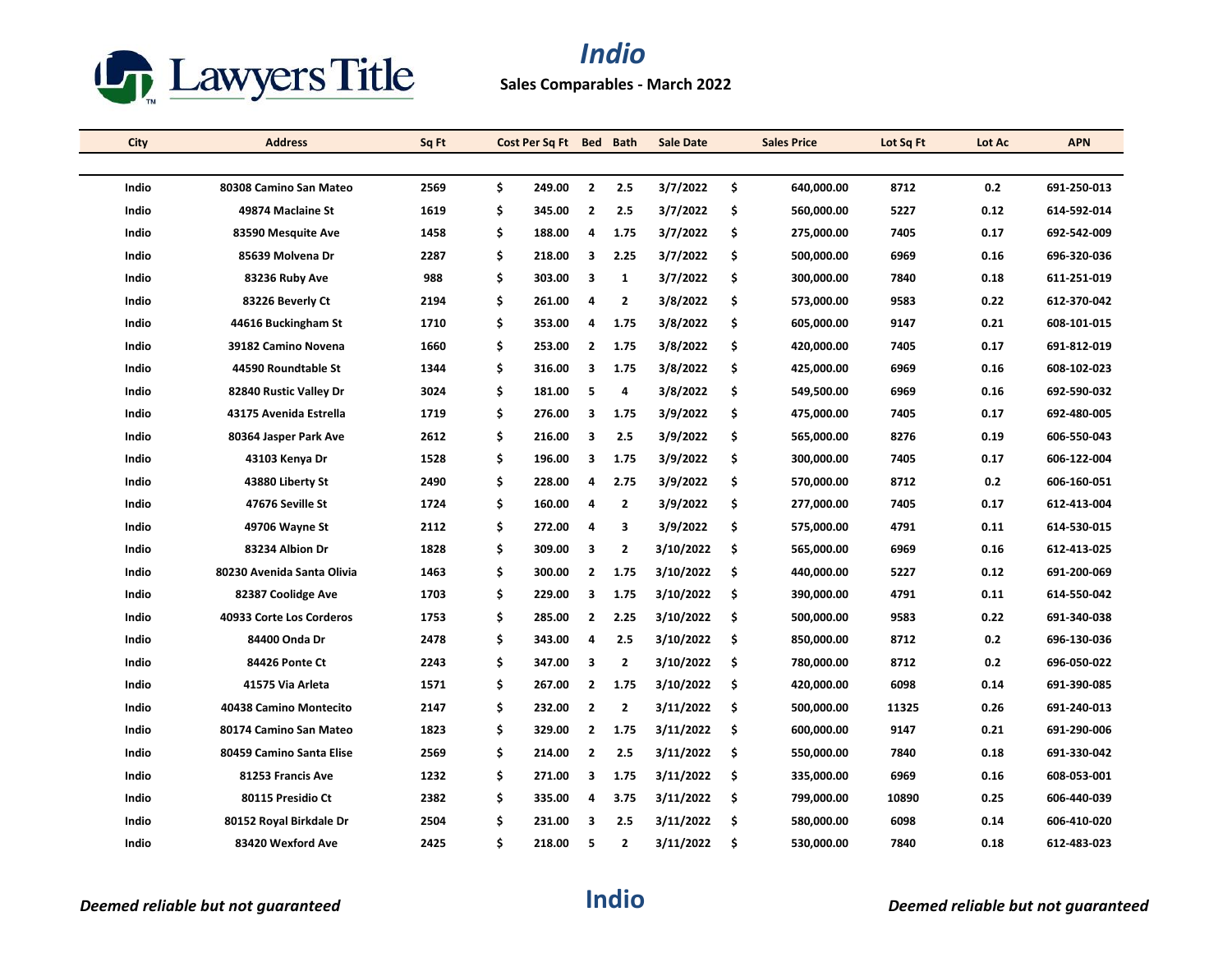Lawyers Title

# Indio

**Sales Comparables - March 2022**

| City | Address | Sq Ft | Cost Per Sq Ft | Bed | Bath | Sale Date | Sales Price | Lot Sq Ft | Lot Ac | APN |
|---|---|---|---|---|---|---|---|---|---|---|
| Indio | 80308 Camino San Mateo | 2569 | $ 249.00 | 2 | 2.5 | 3/7/2022 | $ 640,000.00 | 8712 | 0.2 | 691-250-013 |
| Indio | 49874 Maclaine St | 1619 | $ 345.00 | 2 | 2.5 | 3/7/2022 | $ 560,000.00 | 5227 | 0.12 | 614-592-014 |
| Indio | 83590 Mesquite Ave | 1458 | $ 188.00 | 4 | 1.75 | 3/7/2022 | $ 275,000.00 | 7405 | 0.17 | 692-542-009 |
| Indio | 85639 Molvena Dr | 2287 | $ 218.00 | 3 | 2.25 | 3/7/2022 | $ 500,000.00 | 6969 | 0.16 | 696-320-036 |
| Indio | 83236 Ruby Ave | 988 | $ 303.00 | 3 | 1 | 3/7/2022 | $ 300,000.00 | 7840 | 0.18 | 611-251-019 |
| Indio | 83226 Beverly Ct | 2194 | $ 261.00 | 4 | 2 | 3/8/2022 | $ 573,000.00 | 9583 | 0.22 | 612-370-042 |
| Indio | 44616 Buckingham St | 1710 | $ 353.00 | 4 | 1.75 | 3/8/2022 | $ 605,000.00 | 9147 | 0.21 | 608-101-015 |
| Indio | 39182 Camino Novena | 1660 | $ 253.00 | 2 | 1.75 | 3/8/2022 | $ 420,000.00 | 7405 | 0.17 | 691-812-019 |
| Indio | 44590 Roundtable St | 1344 | $ 316.00 | 3 | 1.75 | 3/8/2022 | $ 425,000.00 | 6969 | 0.16 | 608-102-023 |
| Indio | 82840 Rustic Valley Dr | 3024 | $ 181.00 | 5 | 4 | 3/8/2022 | $ 549,500.00 | 6969 | 0.16 | 692-590-032 |
| Indio | 43175 Avenida Estrella | 1719 | $ 276.00 | 3 | 1.75 | 3/9/2022 | $ 475,000.00 | 7405 | 0.17 | 692-480-005 |
| Indio | 80364 Jasper Park Ave | 2612 | $ 216.00 | 3 | 2.5 | 3/9/2022 | $ 565,000.00 | 8276 | 0.19 | 606-550-043 |
| Indio | 43103 Kenya Dr | 1528 | $ 196.00 | 3 | 1.75 | 3/9/2022 | $ 300,000.00 | 7405 | 0.17 | 606-122-004 |
| Indio | 43880 Liberty St | 2490 | $ 228.00 | 4 | 2.75 | 3/9/2022 | $ 570,000.00 | 8712 | 0.2 | 606-160-051 |
| Indio | 47676 Seville St | 1724 | $ 160.00 | 4 | 2 | 3/9/2022 | $ 277,000.00 | 7405 | 0.17 | 612-413-004 |
| Indio | 49706 Wayne St | 2112 | $ 272.00 | 4 | 3 | 3/9/2022 | $ 575,000.00 | 4791 | 0.11 | 614-530-015 |
| Indio | 83234 Albion Dr | 1828 | $ 309.00 | 3 | 2 | 3/10/2022 | $ 565,000.00 | 6969 | 0.16 | 612-413-025 |
| Indio | 80230 Avenida Santa Olivia | 1463 | $ 300.00 | 2 | 1.75 | 3/10/2022 | $ 440,000.00 | 5227 | 0.12 | 691-200-069 |
| Indio | 82387 Coolidge Ave | 1703 | $ 229.00 | 3 | 1.75 | 3/10/2022 | $ 390,000.00 | 4791 | 0.11 | 614-550-042 |
| Indio | 40933 Corte Los Corderos | 1753 | $ 285.00 | 2 | 2.25 | 3/10/2022 | $ 500,000.00 | 9583 | 0.22 | 691-340-038 |
| Indio | 84400 Onda Dr | 2478 | $ 343.00 | 4 | 2.5 | 3/10/2022 | $ 850,000.00 | 8712 | 0.2 | 696-130-036 |
| Indio | 84426 Ponte Ct | 2243 | $ 347.00 | 3 | 2 | 3/10/2022 | $ 780,000.00 | 8712 | 0.2 | 696-050-022 |
| Indio | 41575 Via Arleta | 1571 | $ 267.00 | 2 | 1.75 | 3/10/2022 | $ 420,000.00 | 6098 | 0.14 | 691-390-085 |
| Indio | 40438 Camino Montecito | 2147 | $ 232.00 | 2 | 2 | 3/11/2022 | $ 500,000.00 | 11325 | 0.26 | 691-240-013 |
| Indio | 80174 Camino San Mateo | 1823 | $ 329.00 | 2 | 1.75 | 3/11/2022 | $ 600,000.00 | 9147 | 0.21 | 691-290-006 |
| Indio | 80459 Camino Santa Elise | 2569 | $ 214.00 | 2 | 2.5 | 3/11/2022 | $ 550,000.00 | 7840 | 0.18 | 691-330-042 |
| Indio | 81253 Francis Ave | 1232 | $ 271.00 | 3 | 1.75 | 3/11/2022 | $ 335,000.00 | 6969 | 0.16 | 608-053-001 |
| Indio | 80115 Presidio Ct | 2382 | $ 335.00 | 4 | 3.75 | 3/11/2022 | $ 799,000.00 | 10890 | 0.25 | 606-440-039 |
| Indio | 80152 Royal Birkdale Dr | 2504 | $ 231.00 | 3 | 2.5 | 3/11/2022 | $ 580,000.00 | 6098 | 0.14 | 606-410-020 |
| Indio | 83420 Wexford Ave | 2425 | $ 218.00 | 5 | 2 | 3/11/2022 | $ 530,000.00 | 7840 | 0.18 | 612-483-023 |

*Deemed reliable but not guaranteed* **Indio** *Deemed reliable but not guaranteed*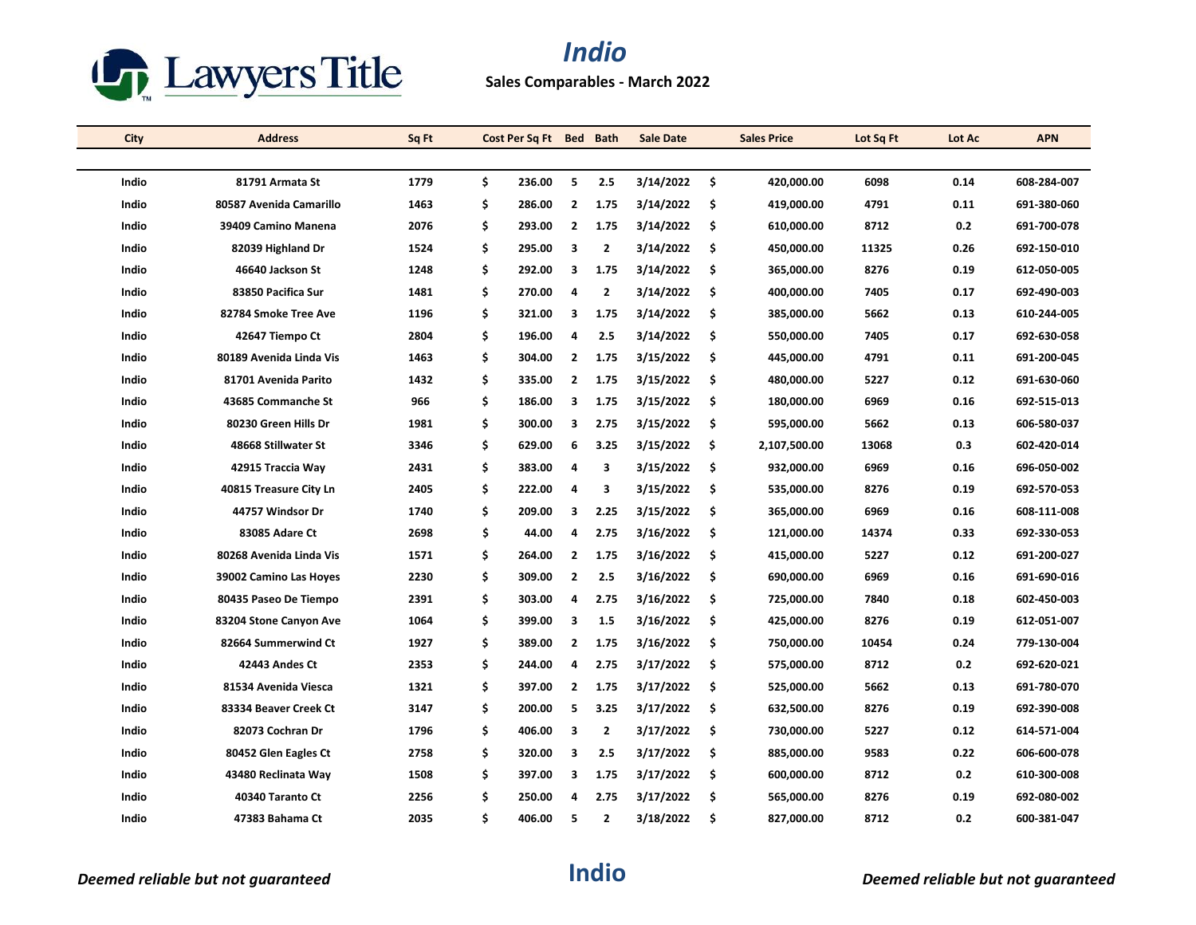Lawyers Title

# Indio

**Sales Comparables - March 2022**

| City | Address | Sq Ft | Cost Per Sq Ft | Bed | Bath | Sale Date | Sales Price | Lot Sq Ft | Lot Ac | APN |
|---|---|---|---|---|---|---|---|---|---|---|
| Indio | 81791 Armata St | 1779 | $ 236.00 | 5 | 2.5 | 3/14/2022 | $ 420,000.00 | 6098 | 0.14 | 608-284-007 |
| Indio | 80587 Avenida Camarillo | 1463 | $ 286.00 | 2 | 1.75 | 3/14/2022 | $ 419,000.00 | 4791 | 0.11 | 691-380-060 |
| Indio | 39409 Camino Manena | 2076 | $ 293.00 | 2 | 1.75 | 3/14/2022 | $ 610,000.00 | 8712 | 0.2 | 691-700-078 |
| Indio | 82039 Highland Dr | 1524 | $ 295.00 | 3 | 2 | 3/14/2022 | $ 450,000.00 | 11325 | 0.26 | 692-150-010 |
| Indio | 46640 Jackson St | 1248 | $ 292.00 | 3 | 1.75 | 3/14/2022 | $ 365,000.00 | 8276 | 0.19 | 612-050-005 |
| Indio | 83850 Pacifica Sur | 1481 | $ 270.00 | 4 | 2 | 3/14/2022 | $ 400,000.00 | 7405 | 0.17 | 692-490-003 |
| Indio | 82784 Smoke Tree Ave | 1196 | $ 321.00 | 3 | 1.75 | 3/14/2022 | $ 385,000.00 | 5662 | 0.13 | 610-244-005 |
| Indio | 42647 Tiempo Ct | 2804 | $ 196.00 | 4 | 2.5 | 3/14/2022 | $ 550,000.00 | 7405 | 0.17 | 692-630-058 |
| Indio | 80189 Avenida Linda Vis | 1463 | $ 304.00 | 2 | 1.75 | 3/15/2022 | $ 445,000.00 | 4791 | 0.11 | 691-200-045 |
| Indio | 81701 Avenida Parito | 1432 | $ 335.00 | 2 | 1.75 | 3/15/2022 | $ 480,000.00 | 5227 | 0.12 | 691-630-060 |
| Indio | 43685 Commanche St | 966 | $ 186.00 | 3 | 1.75 | 3/15/2022 | $ 180,000.00 | 6969 | 0.16 | 692-515-013 |
| Indio | 80230 Green Hills Dr | 1981 | $ 300.00 | 3 | 2.75 | 3/15/2022 | $ 595,000.00 | 5662 | 0.13 | 606-580-037 |
| Indio | 48668 Stillwater St | 3346 | $ 629.00 | 6 | 3.25 | 3/15/2022 | $ 2,107,500.00 | 13068 | 0.3 | 602-420-014 |
| Indio | 42915 Traccia Way | 2431 | $ 383.00 | 4 | 3 | 3/15/2022 | $ 932,000.00 | 6969 | 0.16 | 696-050-002 |
| Indio | 40815 Treasure City Ln | 2405 | $ 222.00 | 4 | 3 | 3/15/2022 | $ 535,000.00 | 8276 | 0.19 | 692-570-053 |
| Indio | 44757 Windsor Dr | 1740 | $ 209.00 | 3 | 2.25 | 3/15/2022 | $ 365,000.00 | 6969 | 0.16 | 608-111-008 |
| Indio | 83085 Adare Ct | 2698 | $ 44.00 | 4 | 2.75 | 3/16/2022 | $ 121,000.00 | 14374 | 0.33 | 692-330-053 |
| Indio | 80268 Avenida Linda Vis | 1571 | $ 264.00 | 2 | 1.75 | 3/16/2022 | $ 415,000.00 | 5227 | 0.12 | 691-200-027 |
| Indio | 39002 Camino Las Hoyes | 2230 | $ 309.00 | 2 | 2.5 | 3/16/2022 | $ 690,000.00 | 6969 | 0.16 | 691-690-016 |
| Indio | 80435 Paseo De Tiempo | 2391 | $ 303.00 | 4 | 2.75 | 3/16/2022 | $ 725,000.00 | 7840 | 0.18 | 602-450-003 |
| Indio | 83204 Stone Canyon Ave | 1064 | $ 399.00 | 3 | 1.5 | 3/16/2022 | $ 425,000.00 | 8276 | 0.19 | 612-051-007 |
| Indio | 82664 Summerwind Ct | 1927 | $ 389.00 | 2 | 1.75 | 3/16/2022 | $ 750,000.00 | 10454 | 0.24 | 779-130-004 |
| Indio | 42443 Andes Ct | 2353 | $ 244.00 | 4 | 2.75 | 3/17/2022 | $ 575,000.00 | 8712 | 0.2 | 692-620-021 |
| Indio | 81534 Avenida Viesca | 1321 | $ 397.00 | 2 | 1.75 | 3/17/2022 | $ 525,000.00 | 5662 | 0.13 | 691-780-070 |
| Indio | 83334 Beaver Creek Ct | 3147 | $ 200.00 | 5 | 3.25 | 3/17/2022 | $ 632,500.00 | 8276 | 0.19 | 692-390-008 |
| Indio | 82073 Cochran Dr | 1796 | $ 406.00 | 3 | 2 | 3/17/2022 | $ 730,000.00 | 5227 | 0.12 | 614-571-004 |
| Indio | 80452 Glen Eagles Ct | 2758 | $ 320.00 | 3 | 2.5 | 3/17/2022 | $ 885,000.00 | 9583 | 0.22 | 606-600-078 |
| Indio | 43480 Reclinata Way | 1508 | $ 397.00 | 3 | 1.75 | 3/17/2022 | $ 600,000.00 | 8712 | 0.2 | 610-300-008 |
| Indio | 40340 Taranto Ct | 2256 | $ 250.00 | 4 | 2.75 | 3/17/2022 | $ 565,000.00 | 8276 | 0.19 | 692-080-002 |
| Indio | 47383 Bahama Ct | 2035 | $ 406.00 | 5 | 2 | 3/18/2022 | $ 827,000.00 | 8712 | 0.2 | 600-381-047 |

*Deemed reliable but not guaranteed* **Indio** *Deemed reliable but not guaranteed*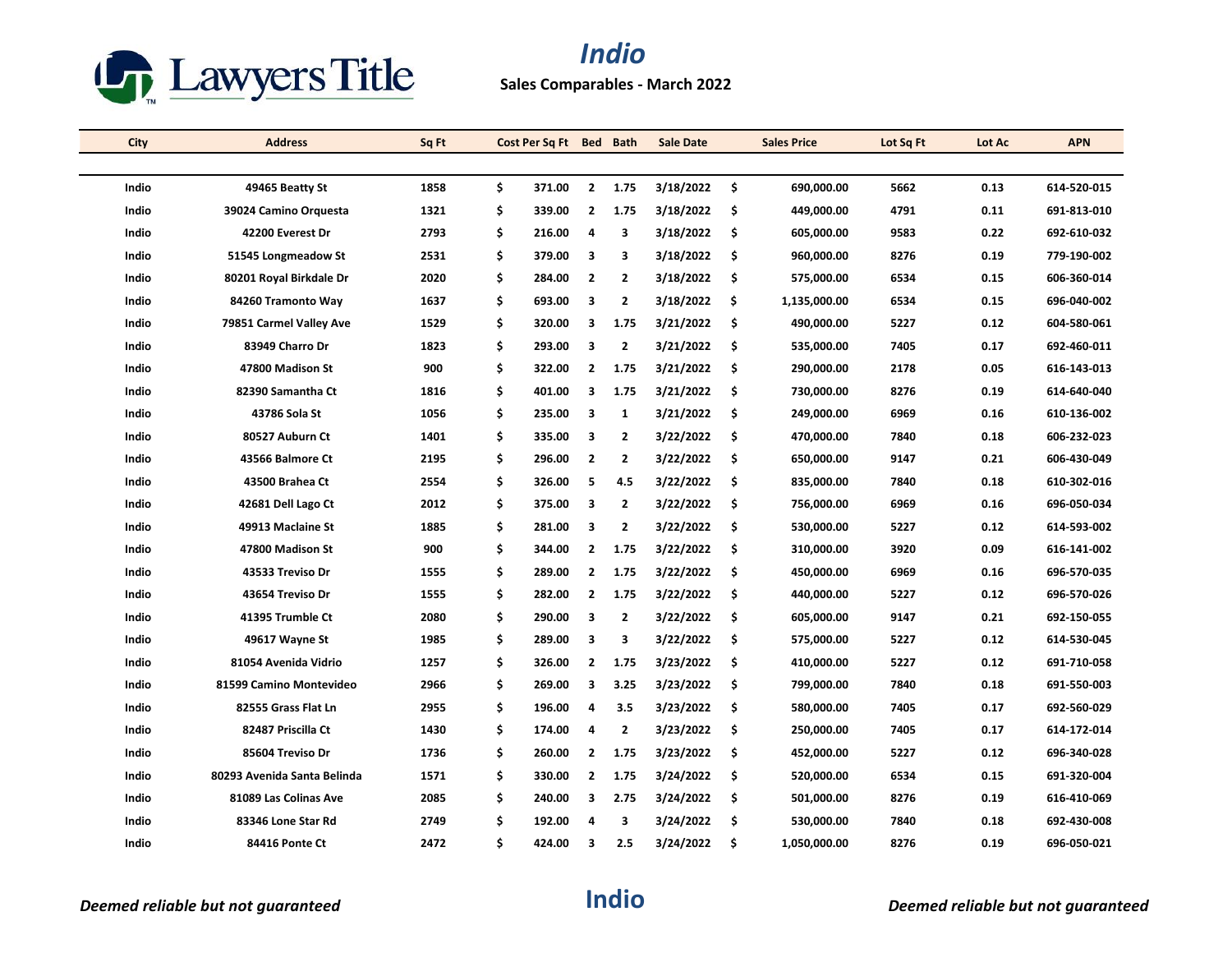Lawyers Title

# Indio

**Sales Comparables - March 2022**

| City | Address | Sq Ft | Cost Per Sq Ft | Bed | Bath | Sale Date | Sales Price | Lot Sq Ft | Lot Ac | APN |
|---|---|---|---|---|---|---|---|---|---|---|
| Indio | 49465 Beatty St | 1858 | $ 371.00 | 2 | 1.75 | 3/18/2022 | $ 690,000.00 | 5662 | 0.13 | 614-520-015 |
| Indio | 39024 Camino Orquesta | 1321 | $ 339.00 | 2 | 1.75 | 3/18/2022 | $ 449,000.00 | 4791 | 0.11 | 691-813-010 |
| Indio | 42200 Everest Dr | 2793 | $ 216.00 | 4 | 3 | 3/18/2022 | $ 605,000.00 | 9583 | 0.22 | 692-610-032 |
| Indio | 51545 Longmeadow St | 2531 | $ 379.00 | 3 | 3 | 3/18/2022 | $ 960,000.00 | 8276 | 0.19 | 779-190-002 |
| Indio | 80201 Royal Birkdale Dr | 2020 | $ 284.00 | 2 | 2 | 3/18/2022 | $ 575,000.00 | 6534 | 0.15 | 606-360-014 |
| Indio | 84260 Tramonto Way | 1637 | $ 693.00 | 3 | 2 | 3/18/2022 | $ 1,135,000.00 | 6534 | 0.15 | 696-040-002 |
| Indio | 79851 Carmel Valley Ave | 1529 | $ 320.00 | 3 | 1.75 | 3/21/2022 | $ 490,000.00 | 5227 | 0.12 | 604-580-061 |
| Indio | 83949 Charro Dr | 1823 | $ 293.00 | 3 | 2 | 3/21/2022 | $ 535,000.00 | 7405 | 0.17 | 692-460-011 |
| Indio | 47800 Madison St | 900 | $ 322.00 | 2 | 1.75 | 3/21/2022 | $ 290,000.00 | 2178 | 0.05 | 616-143-013 |
| Indio | 82390 Samantha Ct | 1816 | $ 401.00 | 3 | 1.75 | 3/21/2022 | $ 730,000.00 | 8276 | 0.19 | 614-640-040 |
| Indio | 43786 Sola St | 1056 | $ 235.00 | 3 | 1 | 3/21/2022 | $ 249,000.00 | 6969 | 0.16 | 610-136-002 |
| Indio | 80527 Auburn Ct | 1401 | $ 335.00 | 3 | 2 | 3/22/2022 | $ 470,000.00 | 7840 | 0.18 | 606-232-023 |
| Indio | 43566 Balmore Ct | 2195 | $ 296.00 | 2 | 2 | 3/22/2022 | $ 650,000.00 | 9147 | 0.21 | 606-430-049 |
| Indio | 43500 Brahea Ct | 2554 | $ 326.00 | 5 | 4.5 | 3/22/2022 | $ 835,000.00 | 7840 | 0.18 | 610-302-016 |
| Indio | 42681 Dell Lago Ct | 2012 | $ 375.00 | 3 | 2 | 3/22/2022 | $ 756,000.00 | 6969 | 0.16 | 696-050-034 |
| Indio | 49913 Maclaine St | 1885 | $ 281.00 | 3 | 2 | 3/22/2022 | $ 530,000.00 | 5227 | 0.12 | 614-593-002 |
| Indio | 47800 Madison St | 900 | $ 344.00 | 2 | 1.75 | 3/22/2022 | $ 310,000.00 | 3920 | 0.09 | 616-141-002 |
| Indio | 43533 Treviso Dr | 1555 | $ 289.00 | 2 | 1.75 | 3/22/2022 | $ 450,000.00 | 6969 | 0.16 | 696-570-035 |
| Indio | 43654 Treviso Dr | 1555 | $ 282.00 | 2 | 1.75 | 3/22/2022 | $ 440,000.00 | 5227 | 0.12 | 696-570-026 |
| Indio | 41395 Trumble Ct | 2080 | $ 290.00 | 3 | 2 | 3/22/2022 | $ 605,000.00 | 9147 | 0.21 | 692-150-055 |
| Indio | 49617 Wayne St | 1985 | $ 289.00 | 3 | 3 | 3/22/2022 | $ 575,000.00 | 5227 | 0.12 | 614-530-045 |
| Indio | 81054 Avenida Vidrio | 1257 | $ 326.00 | 2 | 1.75 | 3/23/2022 | $ 410,000.00 | 5227 | 0.12 | 691-710-058 |
| Indio | 81599 Camino Montevideo | 2966 | $ 269.00 | 3 | 3.25 | 3/23/2022 | $ 799,000.00 | 7840 | 0.18 | 691-550-003 |
| Indio | 82555 Grass Flat Ln | 2955 | $ 196.00 | 4 | 3.5 | 3/23/2022 | $ 580,000.00 | 7405 | 0.17 | 692-560-029 |
| Indio | 82487 Priscilla Ct | 1430 | $ 174.00 | 4 | 2 | 3/23/2022 | $ 250,000.00 | 7405 | 0.17 | 614-172-014 |
| Indio | 85604 Treviso Dr | 1736 | $ 260.00 | 2 | 1.75 | 3/23/2022 | $ 452,000.00 | 5227 | 0.12 | 696-340-028 |
| Indio | 80293 Avenida Santa Belinda | 1571 | $ 330.00 | 2 | 1.75 | 3/24/2022 | $ 520,000.00 | 6534 | 0.15 | 691-320-004 |
| Indio | 81089 Las Colinas Ave | 2085 | $ 240.00 | 3 | 2.75 | 3/24/2022 | $ 501,000.00 | 8276 | 0.19 | 616-410-069 |
| Indio | 83346 Lone Star Rd | 2749 | $ 192.00 | 4 | 3 | 3/24/2022 | $ 530,000.00 | 7840 | 0.18 | 692-430-008 |
| Indio | 84416 Ponte Ct | 2472 | $ 424.00 | 3 | 2.5 | 3/24/2022 | $ 1,050,000.00 | 8276 | 0.19 | 696-050-021 |

*Deemed reliable but not guaranteed*

**Indio**

*Deemed reliable but not guaranteed*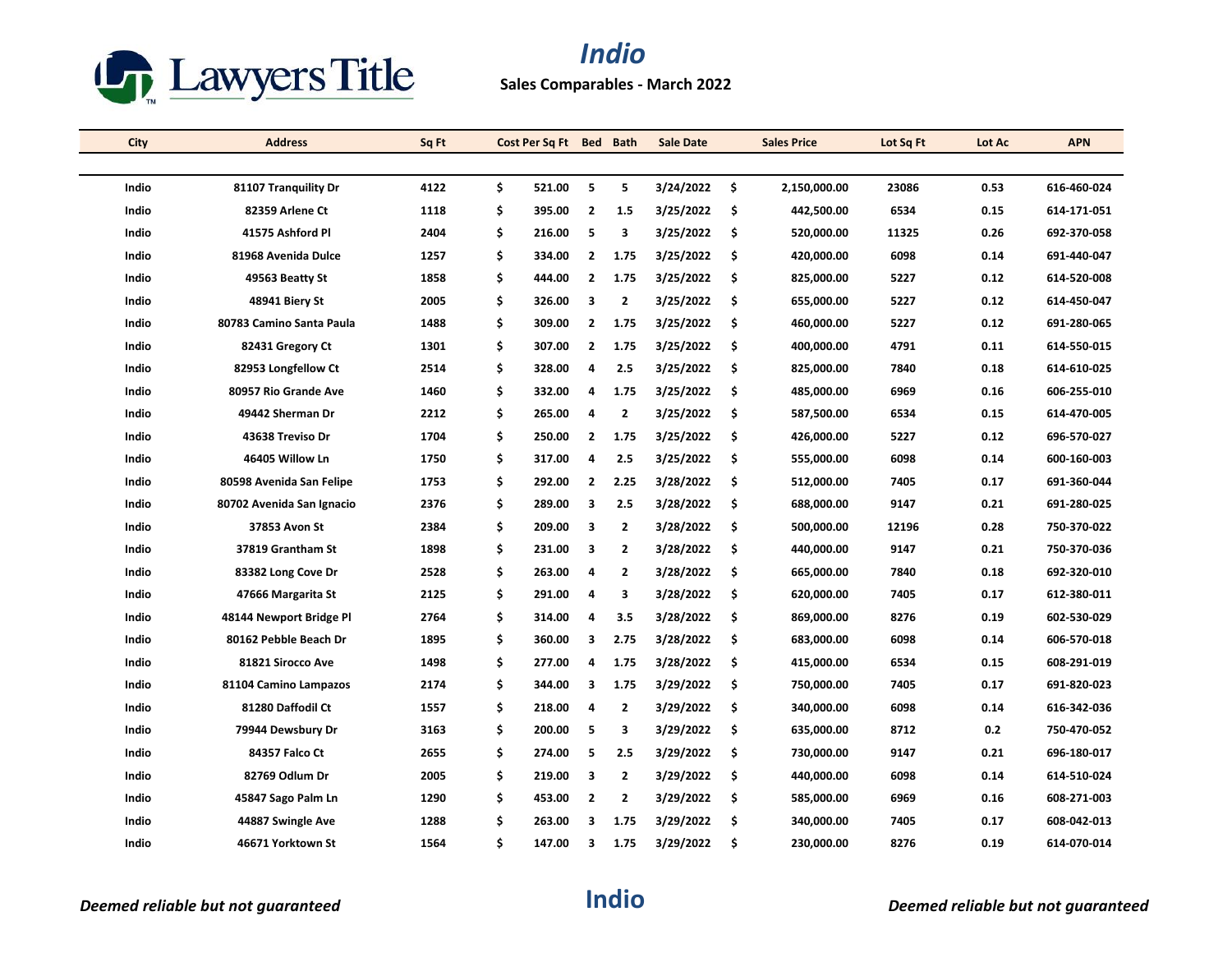# Indio

**Sales Comparables - March 2022**

| City | Address | Sq Ft | Cost Per Sq Ft | Bed | Bath | Sale Date | Sales Price | Lot Sq Ft | Lot Ac | APN |
|---|---|---|---|---|---|---|---|---|---|---|
| Indio | 81107 Tranquility Dr | 4122 | $ 521.00 | 5 | 5 | 3/24/2022 | $ 2,150,000.00 | 23086 | 0.53 | 616-460-024 |
| Indio | 82359 Arlene Ct | 1118 | $ 395.00 | 2 | 1.5 | 3/25/2022 | $ 442,500.00 | 6534 | 0.15 | 614-171-051 |
| Indio | 41575 Ashford Pl | 2404 | $ 216.00 | 5 | 3 | 3/25/2022 | $ 520,000.00 | 11325 | 0.26 | 692-370-058 |
| Indio | 81968 Avenida Dulce | 1257 | $ 334.00 | 2 | 1.75 | 3/25/2022 | $ 420,000.00 | 6098 | 0.14 | 691-440-047 |
| Indio | 49563 Beatty St | 1858 | $ 444.00 | 2 | 1.75 | 3/25/2022 | $ 825,000.00 | 5227 | 0.12 | 614-520-008 |
| Indio | 48941 Biery St | 2005 | $ 326.00 | 3 | 2 | 3/25/2022 | $ 655,000.00 | 5227 | 0.12 | 614-450-047 |
| Indio | 80783 Camino Santa Paula | 1488 | $ 309.00 | 2 | 1.75 | 3/25/2022 | $ 460,000.00 | 5227 | 0.12 | 691-280-065 |
| Indio | 82431 Gregory Ct | 1301 | $ 307.00 | 2 | 1.75 | 3/25/2022 | $ 400,000.00 | 4791 | 0.11 | 614-550-015 |
| Indio | 82953 Longfellow Ct | 2514 | $ 328.00 | 4 | 2.5 | 3/25/2022 | $ 825,000.00 | 7840 | 0.18 | 614-610-025 |
| Indio | 80957 Rio Grande Ave | 1460 | $ 332.00 | 4 | 1.75 | 3/25/2022 | $ 485,000.00 | 6969 | 0.16 | 606-255-010 |
| Indio | 49442 Sherman Dr | 2212 | $ 265.00 | 4 | 2 | 3/25/2022 | $ 587,500.00 | 6534 | 0.15 | 614-470-005 |
| Indio | 43638 Treviso Dr | 1704 | $ 250.00 | 2 | 1.75 | 3/25/2022 | $ 426,000.00 | 5227 | 0.12 | 696-570-027 |
| Indio | 46405 Willow Ln | 1750 | $ 317.00 | 4 | 2.5 | 3/25/2022 | $ 555,000.00 | 6098 | 0.14 | 600-160-003 |
| Indio | 80598 Avenida San Felipe | 1753 | $ 292.00 | 2 | 2.25 | 3/28/2022 | $ 512,000.00 | 7405 | 0.17 | 691-360-044 |
| Indio | 80702 Avenida San Ignacio | 2376 | $ 289.00 | 3 | 2.5 | 3/28/2022 | $ 688,000.00 | 9147 | 0.21 | 691-280-025 |
| Indio | 37853 Avon St | 2384 | $ 209.00 | 3 | 2 | 3/28/2022 | $ 500,000.00 | 12196 | 0.28 | 750-370-022 |
| Indio | 37819 Grantham St | 1898 | $ 231.00 | 3 | 2 | 3/28/2022 | $ 440,000.00 | 9147 | 0.21 | 750-370-036 |
| Indio | 83382 Long Cove Dr | 2528 | $ 263.00 | 4 | 2 | 3/28/2022 | $ 665,000.00 | 7840 | 0.18 | 692-320-010 |
| Indio | 47666 Margarita St | 2125 | $ 291.00 | 4 | 3 | 3/28/2022 | $ 620,000.00 | 7405 | 0.17 | 612-380-011 |
| Indio | 48144 Newport Bridge Pl | 2764 | $ 314.00 | 4 | 3.5 | 3/28/2022 | $ 869,000.00 | 8276 | 0.19 | 602-530-029 |
| Indio | 80162 Pebble Beach Dr | 1895 | $ 360.00 | 3 | 2.75 | 3/28/2022 | $ 683,000.00 | 6098 | 0.14 | 606-570-018 |
| Indio | 81821 Sirocco Ave | 1498 | $ 277.00 | 4 | 1.75 | 3/28/2022 | $ 415,000.00 | 6534 | 0.15 | 608-291-019 |
| Indio | 81104 Camino Lampazos | 2174 | $ 344.00 | 3 | 1.75 | 3/29/2022 | $ 750,000.00 | 7405 | 0.17 | 691-820-023 |
| Indio | 81280 Daffodil Ct | 1557 | $ 218.00 | 4 | 2 | 3/29/2022 | $ 340,000.00 | 6098 | 0.14 | 616-342-036 |
| Indio | 79944 Dewsbury Dr | 3163 | $ 200.00 | 5 | 3 | 3/29/2022 | $ 635,000.00 | 8712 | 0.2 | 750-470-052 |
| Indio | 84357 Falco Ct | 2655 | $ 274.00 | 5 | 2.5 | 3/29/2022 | $ 730,000.00 | 9147 | 0.21 | 696-180-017 |
| Indio | 82769 Odlum Dr | 2005 | $ 219.00 | 3 | 2 | 3/29/2022 | $ 440,000.00 | 6098 | 0.14 | 614-510-024 |
| Indio | 45847 Sago Palm Ln | 1290 | $ 453.00 | 2 | 2 | 3/29/2022 | $ 585,000.00 | 6969 | 0.16 | 608-271-003 |
| Indio | 44887 Swingle Ave | 1288 | $ 263.00 | 3 | 1.75 | 3/29/2022 | $ 340,000.00 | 7405 | 0.17 | 608-042-013 |
| Indio | 46671 Yorktown St | 1564 | $ 147.00 | 3 | 1.75 | 3/29/2022 | $ 230,000.00 | 8276 | 0.19 | 614-070-014 |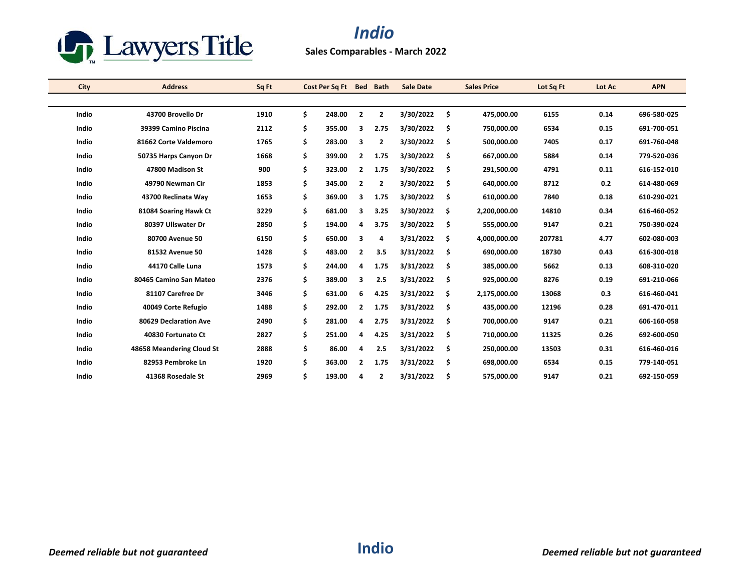# Indio

**Sales Comparables - March 2022**

| City | Address | Sq Ft | Cost Per Sq Ft | Bed | Bath | Sale Date | Sales Price | Lot Sq Ft | Lot Ac | APN |
|---|---|---|---|---|---|---|---|---|---|---|
| Indio | 43700 Brovello Dr | 1910 | $ 248.00 | 2 | 2 | 3/30/2022 | $ 475,000.00 | 6155 | 0.14 | 696-580-025 |
| Indio | 39399 Camino Piscina | 2112 | $ 355.00 | 3 | 2.75 | 3/30/2022 | $ 750,000.00 | 6534 | 0.15 | 691-700-051 |
| Indio | 81662 Corte Valdemoro | 1765 | $ 283.00 | 3 | 2 | 3/30/2022 | $ 500,000.00 | 7405 | 0.17 | 691-760-048 |
| Indio | 50735 Harps Canyon Dr | 1668 | $ 399.00 | 2 | 1.75 | 3/30/2022 | $ 667,000.00 | 5884 | 0.14 | 779-520-036 |
| Indio | 47800 Madison St | 900 | $ 323.00 | 2 | 1.75 | 3/30/2022 | $ 291,500.00 | 4791 | 0.11 | 616-152-010 |
| Indio | 49790 Newman Cir | 1853 | $ 345.00 | 2 | 2 | 3/30/2022 | $ 640,000.00 | 8712 | 0.2 | 614-480-069 |
| Indio | 43700 Reclinata Way | 1653 | $ 369.00 | 3 | 1.75 | 3/30/2022 | $ 610,000.00 | 7840 | 0.18 | 610-290-021 |
| Indio | 81084 Soaring Hawk Ct | 3229 | $ 681.00 | 3 | 3.25 | 3/30/2022 | $ 2,200,000.00 | 14810 | 0.34 | 616-460-052 |
| Indio | 80397 Ullswater Dr | 2850 | $ 194.00 | 4 | 3.75 | 3/30/2022 | $ 555,000.00 | 9147 | 0.21 | 750-390-024 |
| Indio | 80700 Avenue 50 | 6150 | $ 650.00 | 3 | 4 | 3/31/2022 | $ 4,000,000.00 | 207781 | 4.77 | 602-080-003 |
| Indio | 81532 Avenue 50 | 1428 | $ 483.00 | 2 | 3.5 | 3/31/2022 | $ 690,000.00 | 18730 | 0.43 | 616-300-018 |
| Indio | 44170 Calle Luna | 1573 | $ 244.00 | 4 | 1.75 | 3/31/2022 | $ 385,000.00 | 5662 | 0.13 | 608-310-020 |
| Indio | 80465 Camino San Mateo | 2376 | $ 389.00 | 3 | 2.5 | 3/31/2022 | $ 925,000.00 | 8276 | 0.19 | 691-210-066 |
| Indio | 81107 Carefree Dr | 3446 | $ 631.00 | 6 | 4.25 | 3/31/2022 | $ 2,175,000.00 | 13068 | 0.3 | 616-460-041 |
| Indio | 40049 Corte Refugio | 1488 | $ 292.00 | 2 | 1.75 | 3/31/2022 | $ 435,000.00 | 12196 | 0.28 | 691-470-011 |
| Indio | 80629 Declaration Ave | 2490 | $ 281.00 | 4 | 2.75 | 3/31/2022 | $ 700,000.00 | 9147 | 0.21 | 606-160-058 |
| Indio | 40830 Fortunato Ct | 2827 | $ 251.00 | 4 | 4.25 | 3/31/2022 | $ 710,000.00 | 11325 | 0.26 | 692-600-050 |
| Indio | 48658 Meandering Cloud St | 2888 | $ 86.00 | 4 | 2.5 | 3/31/2022 | $ 250,000.00 | 13503 | 0.31 | 616-460-016 |
| Indio | 82953 Pembroke Ln | 1920 | $ 363.00 | 2 | 1.75 | 3/31/2022 | $ 698,000.00 | 6534 | 0.15 | 779-140-051 |
| Indio | 41368 Rosedale St | 2969 | $ 193.00 | 4 | 2 | 3/31/2022 | $ 575,000.00 | 9147 | 0.21 | 692-150-059 |

*Deemed reliable but not guaranteed*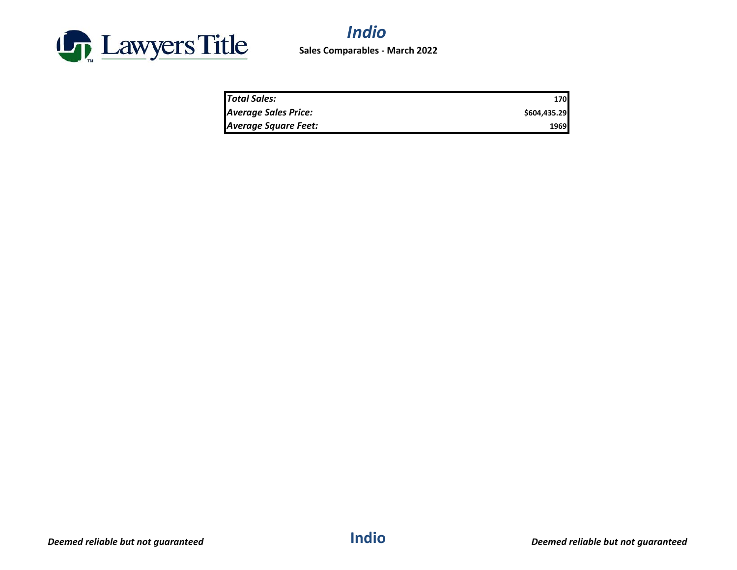# *Indio*

**Sales Comparables - March 2022**

| | |
|---|---|
| ***Total Sales:*** | **170** |
| ***Average Sales Price:*** | **$604,435.29** |
| ***Average Square Feet:*** | **1969** |

*Deemed reliable but not guaranteed*

**Indio**

*Deemed reliable but not guaranteed*